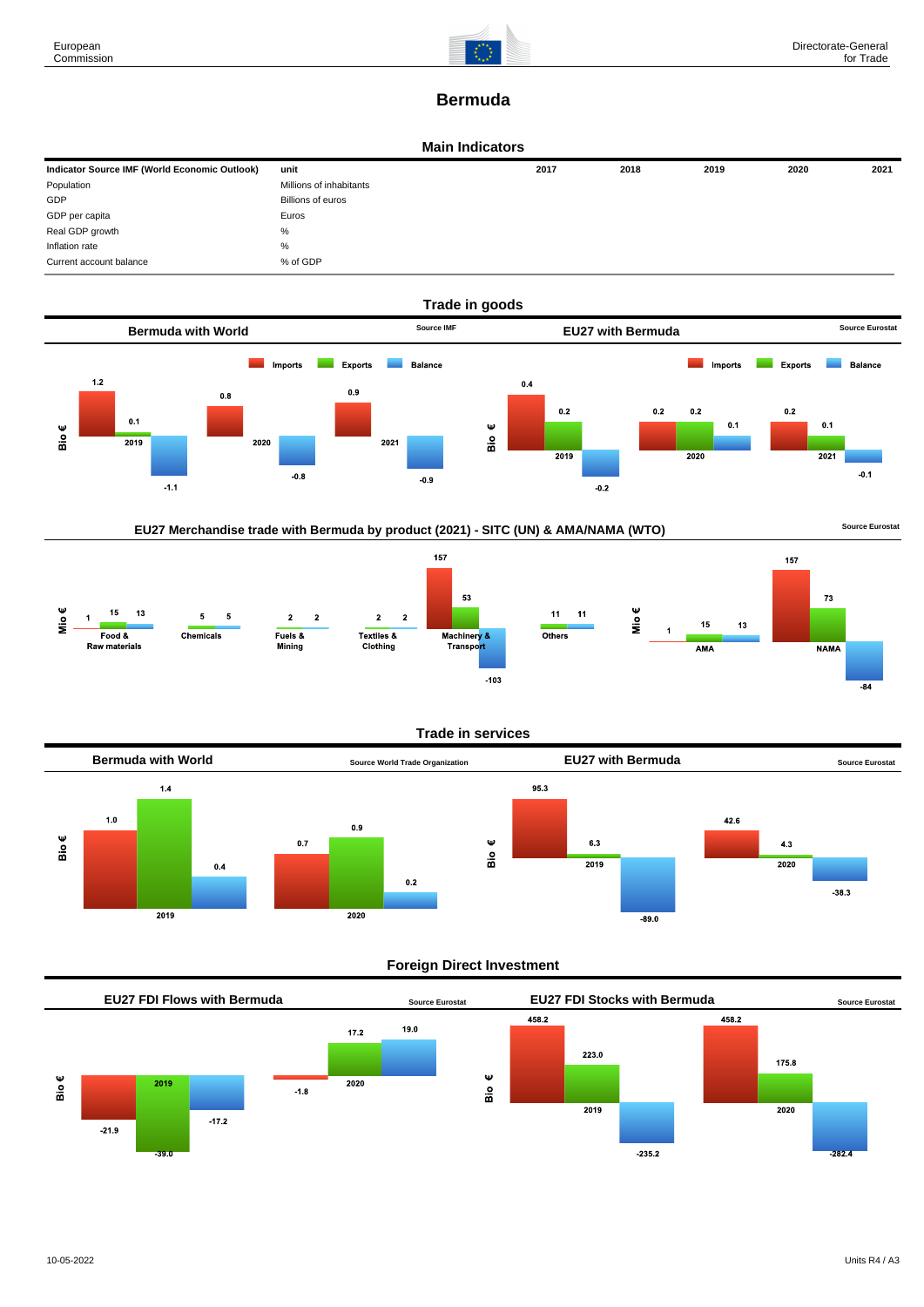# Bermuda

## Main Indicators

| Indicator Source IMF (World Economic Outlook) | unit | 2017 | 2018 | 2019 | 2020 | 2021 |
|---|---|---|---|---|---|---|
| Population | Millions of inhabitants | | | | | |
| GDP | Billions of euros | | | | | |
| GDP per capita | Euros | | | | | |
| Real GDP growth | % | | | | | |
| Inflation rate | % | | | | | |
| Current account balance | % of GDP | | | | | |

## Trade in goods

### Bermuda with World

Source IMF

Bio €

| | Imports | Exports | Balance |
|---|---|---|---|
| 2019 | 1.2 | 0.1 | -1.1 |
| 2020 | 0.8 | | -0.8 |
| 2021 | 0.9 | | -0.9 |

### EU27 with Bermuda

Source Eurostat

Bio €

| | Imports | Exports | Balance |
|---|---|---|---|
| 2019 | 0.4 | 0.2 | -0.2 |
| 2020 | 0.2 | 0.2 | 0.1 |
| 2021 | 0.2 | 0.1 | -0.1 |

### EU27 Merchandise trade with Bermuda by product (2021) - SITC (UN) & AMA/NAMA (WTO)

Source Eurostat

Mio €

| | Imports | Exports | Balance |
|---|---|---|---|
| Food & Raw materials | 1 | 15 | 13 |
| Chemicals | | 5 | 5 |
| Fuels & Mining | | 2 | 2 |
| Textiles & Clothing | | 2 | 2 |
| Machinery & Transport | 157 | 53 | -103 |
| Others | | 11 | 11 |

Mio €

| | Imports | Exports | Balance |
|---|---|---|---|
| AMA | 1 | 15 | 13 |
| NAMA | 157 | 73 | -84 |

## Trade in services

### Bermuda with World

Source World Trade Organization

Bio €

| | Imports | Exports | Balance |
|---|---|---|---|
| 2019 | 1.0 | 1.4 | 0.4 |
| 2020 | 0.7 | 0.9 | 0.2 |

### EU27 with Bermuda

Source Eurostat

Bio €

| | Imports | Exports | Balance |
|---|---|---|---|
| 2019 | 95.3 | 6.3 | -89.0 |
| 2020 | 42.6 | 4.3 | -38.3 |

## Foreign Direct Investment

### EU27 FDI Flows with Bermuda

Source Eurostat

Bio €

| | Inward | Outward | Balance |
|---|---|---|---|
| 2019 | -21.9 | -39.0 | -17.2 |
| 2020 | -1.8 | 17.2 | 19.0 |

### EU27 FDI Stocks with Bermuda

Source Eurostat

Bio €

| | Inward | Outward | Balance |
|---|---|---|---|
| 2019 | 458.2 | 223.0 | -235.2 |
| 2020 | 458.2 | 175.8 | -282.4 |

10-05-2022

Units R4 / A3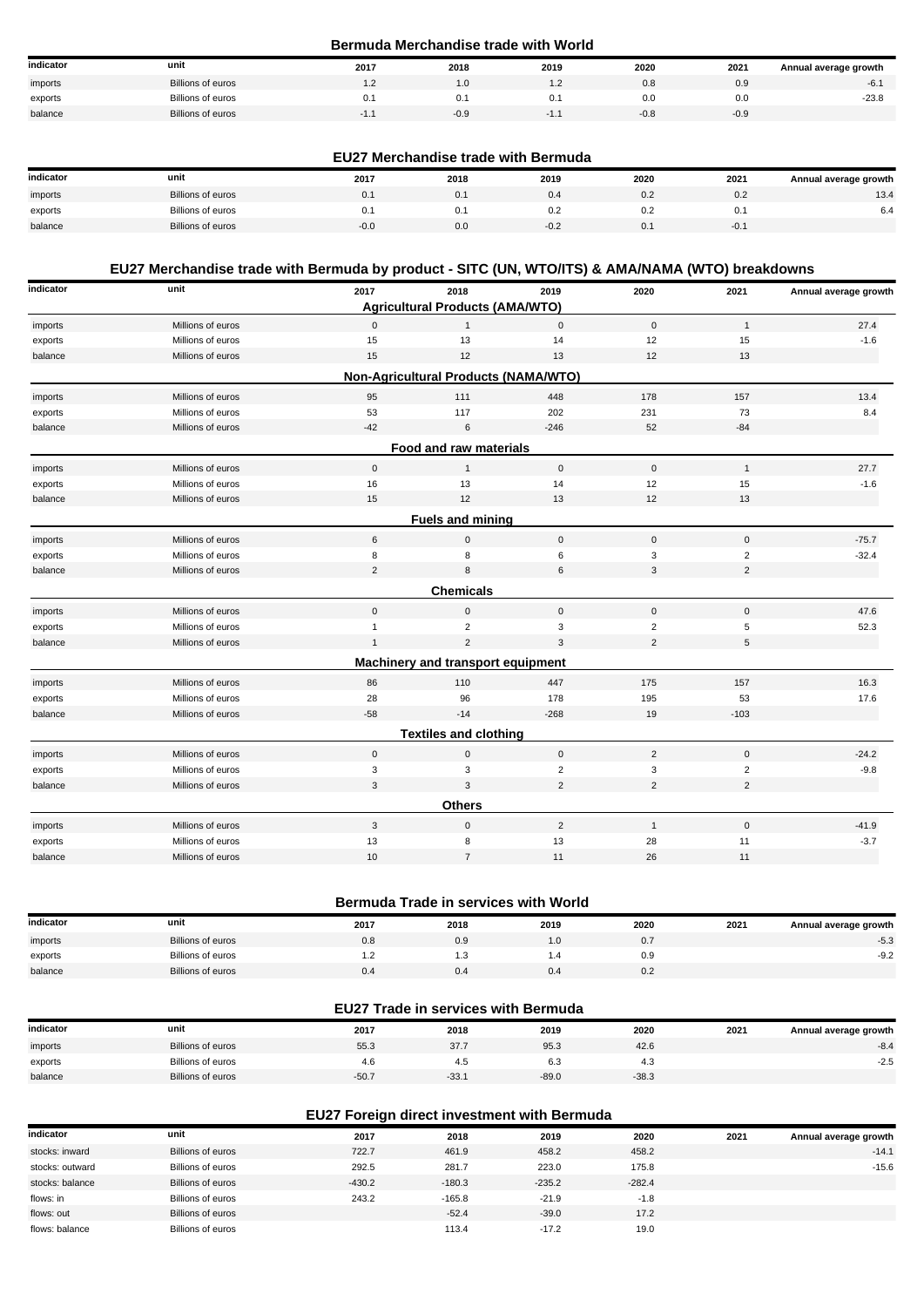### Bermuda Merchandise trade with World

| indicator | unit | 2017 | 2018 | 2019 | 2020 | 2021 | Annual average growth |
|---|---|---|---|---|---|---|---|
| imports | Billions of euros | 1.2 | 1.0 | 1.2 | 0.8 | 0.9 | -6.1 |
| exports | Billions of euros | 0.1 | 0.1 | 0.1 | 0.0 | 0.0 | -23.8 |
| balance | Billions of euros | -1.1 | -0.9 | -1.1 | -0.8 | -0.9 | |

### EU27 Merchandise trade with Bermuda

| indicator | unit | 2017 | 2018 | 2019 | 2020 | 2021 | Annual average growth |
|---|---|---|---|---|---|---|---|
| imports | Billions of euros | 0.1 | 0.1 | 0.4 | 0.2 | 0.2 | 13.4 |
| exports | Billions of euros | 0.1 | 0.1 | 0.2 | 0.2 | 0.1 | 6.4 |
| balance | Billions of euros | -0.0 | 0.0 | -0.2 | 0.1 | -0.1 | |

### EU27 Merchandise trade with Bermuda by product - SITC (UN, WTO/ITS) & AMA/NAMA (WTO) breakdowns

| indicator | unit | 2017 | 2018 | 2019 | 2020 | 2021 | Annual average growth |
|---|---|---|---|---|---|---|---|
| | | | **Agricultural Products (AMA/WTO)** | | | | |
| imports | Millions of euros | 0 | 1 | 0 | 0 | 1 | 27.4 |
| exports | Millions of euros | 15 | 13 | 14 | 12 | 15 | -1.6 |
| balance | Millions of euros | 15 | 12 | 13 | 12 | 13 | |
| | | | **Non-Agricultural Products (NAMA/WTO)** | | | | |
| imports | Millions of euros | 95 | 111 | 448 | 178 | 157 | 13.4 |
| exports | Millions of euros | 53 | 117 | 202 | 231 | 73 | 8.4 |
| balance | Millions of euros | -42 | 6 | -246 | 52 | -84 | |
| | | | **Food and raw materials** | | | | |
| imports | Millions of euros | 0 | 1 | 0 | 0 | 1 | 27.7 |
| exports | Millions of euros | 16 | 13 | 14 | 12 | 15 | -1.6 |
| balance | Millions of euros | 15 | 12 | 13 | 12 | 13 | |
| | | | **Fuels and mining** | | | | |
| imports | Millions of euros | 6 | 0 | 0 | 0 | 0 | -75.7 |
| exports | Millions of euros | 8 | 8 | 6 | 3 | 2 | -32.4 |
| balance | Millions of euros | 2 | 8 | 6 | 3 | 2 | |
| | | | **Chemicals** | | | | |
| imports | Millions of euros | 0 | 0 | 0 | 0 | 0 | 47.6 |
| exports | Millions of euros | 1 | 2 | 3 | 2 | 5 | 52.3 |
| balance | Millions of euros | 1 | 2 | 3 | 2 | 5 | |
| | | | **Machinery and transport equipment** | | | | |
| imports | Millions of euros | 86 | 110 | 447 | 175 | 157 | 16.3 |
| exports | Millions of euros | 28 | 96 | 178 | 195 | 53 | 17.6 |
| balance | Millions of euros | -58 | -14 | -268 | 19 | -103 | |
| | | | **Textiles and clothing** | | | | |
| imports | Millions of euros | 0 | 0 | 0 | 2 | 0 | -24.2 |
| exports | Millions of euros | 3 | 3 | 2 | 3 | 2 | -9.8 |
| balance | Millions of euros | 3 | 3 | 2 | 2 | 2 | |
| | | | **Others** | | | | |
| imports | Millions of euros | 3 | 0 | 2 | 1 | 0 | -41.9 |
| exports | Millions of euros | 13 | 8 | 13 | 28 | 11 | -3.7 |
| balance | Millions of euros | 10 | 7 | 11 | 26 | 11 | |

### Bermuda Trade in services with World

| indicator | unit | 2017 | 2018 | 2019 | 2020 | 2021 | Annual average growth |
|---|---|---|---|---|---|---|---|
| imports | Billions of euros | 0.8 | 0.9 | 1.0 | 0.7 | | -5.3 |
| exports | Billions of euros | 1.2 | 1.3 | 1.4 | 0.9 | | -9.2 |
| balance | Billions of euros | 0.4 | 0.4 | 0.4 | 0.2 | | |

### EU27 Trade in services with Bermuda

| indicator | unit | 2017 | 2018 | 2019 | 2020 | 2021 | Annual average growth |
|---|---|---|---|---|---|---|---|
| imports | Billions of euros | 55.3 | 37.7 | 95.3 | 42.6 | | -8.4 |
| exports | Billions of euros | 4.6 | 4.5 | 6.3 | 4.3 | | -2.5 |
| balance | Billions of euros | -50.7 | -33.1 | -89.0 | -38.3 | | |

### EU27 Foreign direct investment with Bermuda

| indicator | unit | 2017 | 2018 | 2019 | 2020 | 2021 | Annual average growth |
|---|---|---|---|---|---|---|---|
| stocks: inward | Billions of euros | 722.7 | 461.9 | 458.2 | 458.2 | | -14.1 |
| stocks: outward | Billions of euros | 292.5 | 281.7 | 223.0 | 175.8 | | -15.6 |
| stocks: balance | Billions of euros | -430.2 | -180.3 | -235.2 | -282.4 | | |
| flows: in | Billions of euros | 243.2 | -165.8 | -21.9 | -1.8 | | |
| flows: out | Billions of euros | | -52.4 | -39.0 | 17.2 | | |
| flows: balance | Billions of euros | | 113.4 | -17.2 | 19.0 | | |